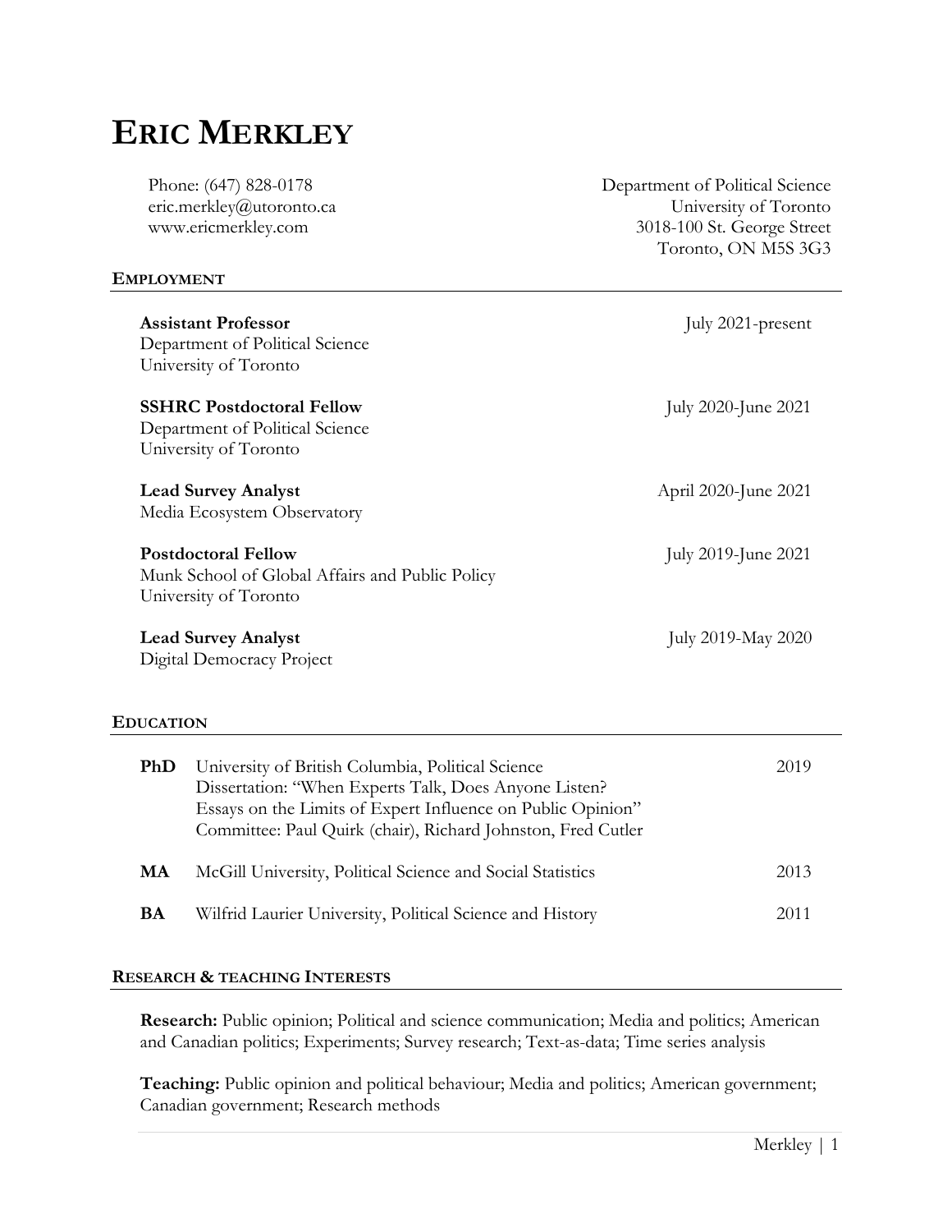# ERIC MERKLEY

Phone: (647) 828-0178
eric.merkley@utoronto.ca
www.ericmerkley.com

Department of Political Science
University of Toronto
3018-100 St. George Street
Toronto, ON M5S 3G3

## EMPLOYMENT

**Assistant Professor** — July 2021-present
Department of Political Science
University of Toronto

**SSHRC Postdoctoral Fellow** — July 2020-June 2021
Department of Political Science
University of Toronto

**Lead Survey Analyst** — April 2020-June 2021
Media Ecosystem Observatory

**Postdoctoral Fellow** — July 2019-June 2021
Munk School of Global Affairs and Public Policy
University of Toronto

**Lead Survey Analyst** — July 2019-May 2020
Digital Democracy Project

## EDUCATION

**PhD** University of British Columbia, Political Science — 2019
Dissertation: "When Experts Talk, Does Anyone Listen? Essays on the Limits of Expert Influence on Public Opinion"
Committee: Paul Quirk (chair), Richard Johnston, Fred Cutler

**MA** McGill University, Political Science and Social Statistics — 2013

**BA** Wilfrid Laurier University, Political Science and History — 2011

## RESEARCH & TEACHING INTERESTS

**Research:** Public opinion; Political and science communication; Media and politics; American and Canadian politics; Experiments; Survey research; Text-as-data; Time series analysis

**Teaching:** Public opinion and political behaviour; Media and politics; American government; Canadian government; Research methods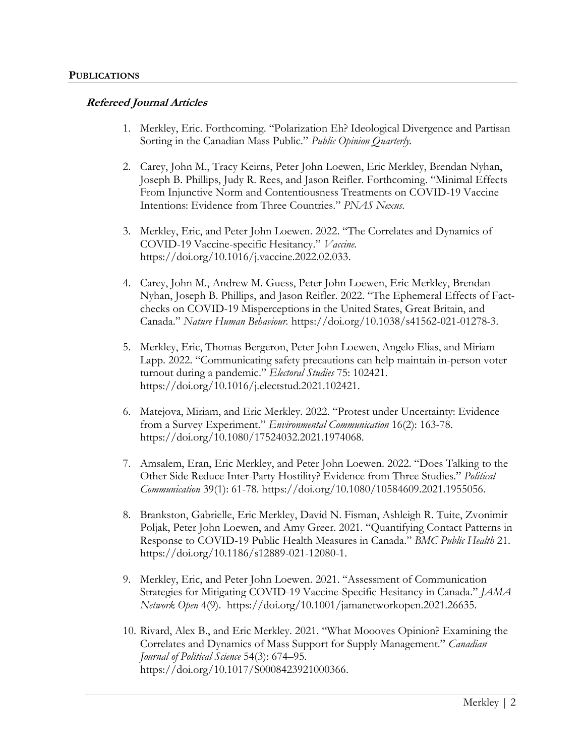## PUBLICATIONS

### *Refereed Journal Articles*

1. Merkley, Eric. Forthcoming. "Polarization Eh? Ideological Divergence and Partisan Sorting in the Canadian Mass Public." *Public Opinion Quarterly*.

2. Carey, John M., Tracy Keirns, Peter John Loewen, Eric Merkley, Brendan Nyhan, Joseph B. Phillips, Judy R. Rees, and Jason Reifler. Forthcoming. "Minimal Effects From Injunctive Norm and Contentiousness Treatments on COVID-19 Vaccine Intentions: Evidence from Three Countries." *PNAS Nexus*.

3. Merkley, Eric, and Peter John Loewen. 2022. "The Correlates and Dynamics of COVID-19 Vaccine-specific Hesitancy." *Vaccine*. https://doi.org/10.1016/j.vaccine.2022.02.033.

4. Carey, John M., Andrew M. Guess, Peter John Loewen, Eric Merkley, Brendan Nyhan, Joseph B. Phillips, and Jason Reifler. 2022. "The Ephemeral Effects of Fact-checks on COVID-19 Misperceptions in the United States, Great Britain, and Canada." *Nature Human Behaviour*. https://doi.org/10.1038/s41562-021-01278-3.

5. Merkley, Eric, Thomas Bergeron, Peter John Loewen, Angelo Elias, and Miriam Lapp. 2022. "Communicating safety precautions can help maintain in-person voter turnout during a pandemic." *Electoral Studies* 75: 102421. https://doi.org/10.1016/j.electstud.2021.102421.

6. Matejova, Miriam, and Eric Merkley. 2022. "Protest under Uncertainty: Evidence from a Survey Experiment." *Environmental Communication* 16(2): 163-78. https://doi.org/10.1080/17524032.2021.1974068.

7. Amsalem, Eran, Eric Merkley, and Peter John Loewen. 2022. "Does Talking to the Other Side Reduce Inter-Party Hostility? Evidence from Three Studies." *Political Communication* 39(1): 61-78. https://doi.org/10.1080/10584609.2021.1955056.

8. Brankston, Gabrielle, Eric Merkley, David N. Fisman, Ashleigh R. Tuite, Zvonimir Poljak, Peter John Loewen, and Amy Greer. 2021. "Quantifying Contact Patterns in Response to COVID-19 Public Health Measures in Canada." *BMC Public Health* 21. https://doi.org/10.1186/s12889-021-12080-1.

9. Merkley, Eric, and Peter John Loewen. 2021. "Assessment of Communication Strategies for Mitigating COVID-19 Vaccine-Specific Hesitancy in Canada." *JAMA Network Open* 4(9). https://doi.org/10.1001/jamanetworkopen.2021.26635.

10. Rivard, Alex B., and Eric Merkley. 2021. "What Moooves Opinion? Examining the Correlates and Dynamics of Mass Support for Supply Management." *Canadian Journal of Political Science* 54(3): 674–95. https://doi.org/10.1017/S0008423921000366.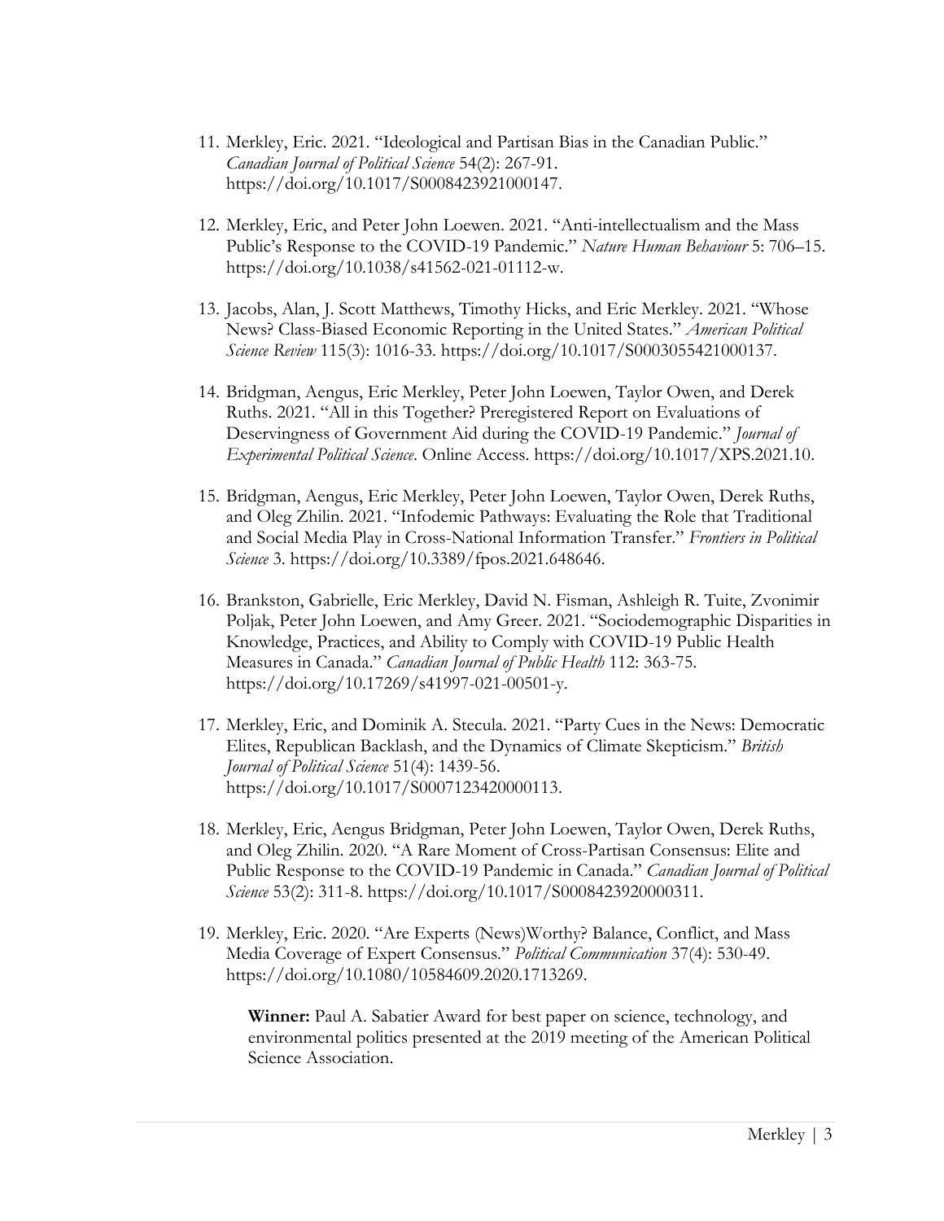11. Merkley, Eric. 2021. "Ideological and Partisan Bias in the Canadian Public." *Canadian Journal of Political Science* 54(2): 267-91. https://doi.org/10.1017/S0008423921000147.

12. Merkley, Eric, and Peter John Loewen. 2021. "Anti-intellectualism and the Mass Public's Response to the COVID-19 Pandemic." *Nature Human Behaviour* 5: 706–15. https://doi.org/10.1038/s41562-021-01112-w.

13. Jacobs, Alan, J. Scott Matthews, Timothy Hicks, and Eric Merkley. 2021. "Whose News? Class-Biased Economic Reporting in the United States." *American Political Science Review* 115(3): 1016-33. https://doi.org/10.1017/S0003055421000137.

14. Bridgman, Aengus, Eric Merkley, Peter John Loewen, Taylor Owen, and Derek Ruths. 2021. "All in this Together? Preregistered Report on Evaluations of Deservingness of Government Aid during the COVID-19 Pandemic." *Journal of Experimental Political Science*. Online Access. https://doi.org/10.1017/XPS.2021.10.

15. Bridgman, Aengus, Eric Merkley, Peter John Loewen, Taylor Owen, Derek Ruths, and Oleg Zhilin. 2021. "Infodemic Pathways: Evaluating the Role that Traditional and Social Media Play in Cross-National Information Transfer." *Frontiers in Political Science* 3. https://doi.org/10.3389/fpos.2021.648646.

16. Brankston, Gabrielle, Eric Merkley, David N. Fisman, Ashleigh R. Tuite, Zvonimir Poljak, Peter John Loewen, and Amy Greer. 2021. "Sociodemographic Disparities in Knowledge, Practices, and Ability to Comply with COVID-19 Public Health Measures in Canada." *Canadian Journal of Public Health* 112: 363-75. https://doi.org/10.17269/s41997-021-00501-y.

17. Merkley, Eric, and Dominik A. Stecula. 2021. "Party Cues in the News: Democratic Elites, Republican Backlash, and the Dynamics of Climate Skepticism." *British Journal of Political Science* 51(4): 1439-56. https://doi.org/10.1017/S0007123420000113.

18. Merkley, Eric, Aengus Bridgman, Peter John Loewen, Taylor Owen, Derek Ruths, and Oleg Zhilin. 2020. "A Rare Moment of Cross-Partisan Consensus: Elite and Public Response to the COVID-19 Pandemic in Canada." *Canadian Journal of Political Science* 53(2): 311-8. https://doi.org/10.1017/S0008423920000311.

19. Merkley, Eric. 2020. "Are Experts (News)Worthy? Balance, Conflict, and Mass Media Coverage of Expert Consensus." *Political Communication* 37(4): 530-49. https://doi.org/10.1080/10584609.2020.1713269.

    **Winner:** Paul A. Sabatier Award for best paper on science, technology, and environmental politics presented at the 2019 meeting of the American Political Science Association.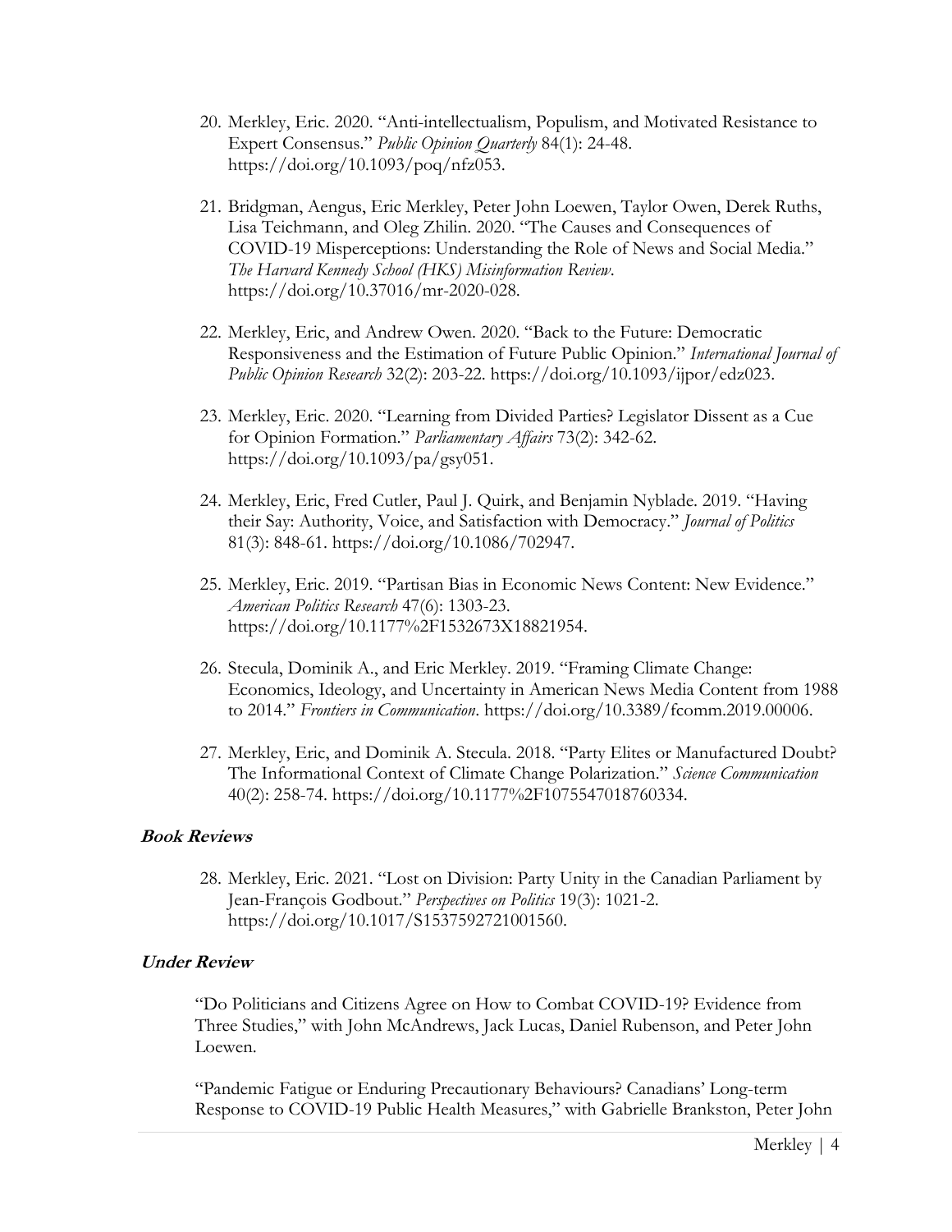20. Merkley, Eric. 2020. "Anti-intellectualism, Populism, and Motivated Resistance to Expert Consensus." *Public Opinion Quarterly* 84(1): 24-48. https://doi.org/10.1093/poq/nfz053.

21. Bridgman, Aengus, Eric Merkley, Peter John Loewen, Taylor Owen, Derek Ruths, Lisa Teichmann, and Oleg Zhilin. 2020. "The Causes and Consequences of COVID-19 Misperceptions: Understanding the Role of News and Social Media." *The Harvard Kennedy School (HKS) Misinformation Review*. https://doi.org/10.37016/mr-2020-028.

22. Merkley, Eric, and Andrew Owen. 2020. "Back to the Future: Democratic Responsiveness and the Estimation of Future Public Opinion." *International Journal of Public Opinion Research* 32(2): 203-22. https://doi.org/10.1093/ijpor/edz023.

23. Merkley, Eric. 2020. "Learning from Divided Parties? Legislator Dissent as a Cue for Opinion Formation." *Parliamentary Affairs* 73(2): 342-62. https://doi.org/10.1093/pa/gsy051.

24. Merkley, Eric, Fred Cutler, Paul J. Quirk, and Benjamin Nyblade. 2019. "Having their Say: Authority, Voice, and Satisfaction with Democracy." *Journal of Politics* 81(3): 848-61. https://doi.org/10.1086/702947.

25. Merkley, Eric. 2019. "Partisan Bias in Economic News Content: New Evidence." *American Politics Research* 47(6): 1303-23. https://doi.org/10.1177%2F1532673X18821954.

26. Stecula, Dominik A., and Eric Merkley. 2019. "Framing Climate Change: Economics, Ideology, and Uncertainty in American News Media Content from 1988 to 2014." *Frontiers in Communication*. https://doi.org/10.3389/fcomm.2019.00006.

27. Merkley, Eric, and Dominik A. Stecula. 2018. "Party Elites or Manufactured Doubt? The Informational Context of Climate Change Polarization." *Science Communication* 40(2): 258-74. https://doi.org/10.1177%2F1075547018760334.

### Book Reviews

28. Merkley, Eric. 2021. "Lost on Division: Party Unity in the Canadian Parliament by Jean-François Godbout." *Perspectives on Politics* 19(3): 1021-2. https://doi.org/10.1017/S1537592721001560.

### Under Review

"Do Politicians and Citizens Agree on How to Combat COVID-19? Evidence from Three Studies," with John McAndrews, Jack Lucas, Daniel Rubenson, and Peter John Loewen.

"Pandemic Fatigue or Enduring Precautionary Behaviours? Canadians' Long-term Response to COVID-19 Public Health Measures," with Gabrielle Brankston, Peter John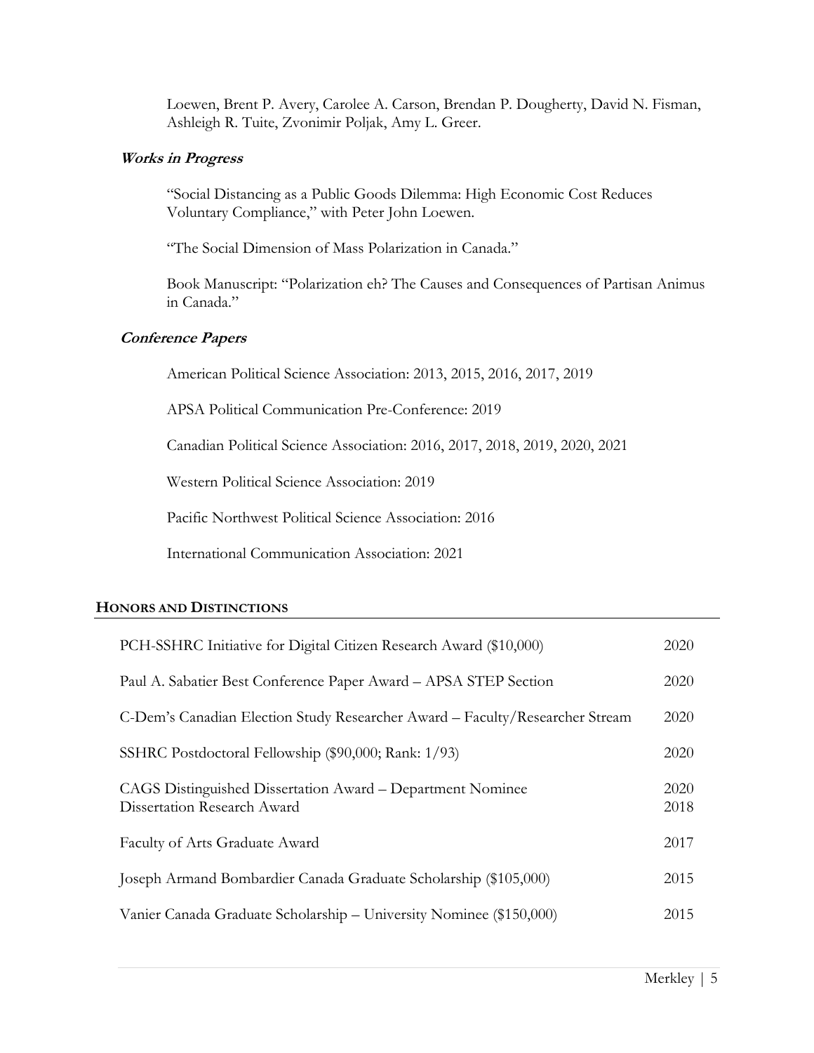Loewen, Brent P. Avery, Carolee A. Carson, Brendan P. Dougherty, David N. Fisman, Ashleigh R. Tuite, Zvonimir Poljak, Amy L. Greer.

### *Works in Progress*

"Social Distancing as a Public Goods Dilemma: High Economic Cost Reduces Voluntary Compliance," with Peter John Loewen.

"The Social Dimension of Mass Polarization in Canada."

Book Manuscript: "Polarization eh? The Causes and Consequences of Partisan Animus in Canada."

### *Conference Papers*

American Political Science Association: 2013, 2015, 2016, 2017, 2019

APSA Political Communication Pre-Conference: 2019

Canadian Political Science Association: 2016, 2017, 2018, 2019, 2020, 2021

Western Political Science Association: 2019

Pacific Northwest Political Science Association: 2016

International Communication Association: 2021

## HONORS AND DISTINCTIONS

| | |
|---|---|
| PCH-SSHRC Initiative for Digital Citizen Research Award ($10,000) | 2020 |
| Paul A. Sabatier Best Conference Paper Award – APSA STEP Section | 2020 |
| C-Dem's Canadian Election Study Researcher Award – Faculty/Researcher Stream | 2020 |
| SSHRC Postdoctoral Fellowship ($90,000; Rank: 1/93) | 2020 |
| CAGS Distinguished Dissertation Award – Department Nominee | 2020 |
| Dissertation Research Award | 2018 |
| Faculty of Arts Graduate Award | 2017 |
| Joseph Armand Bombardier Canada Graduate Scholarship ($105,000) | 2015 |
| Vanier Canada Graduate Scholarship – University Nominee ($150,000) | 2015 |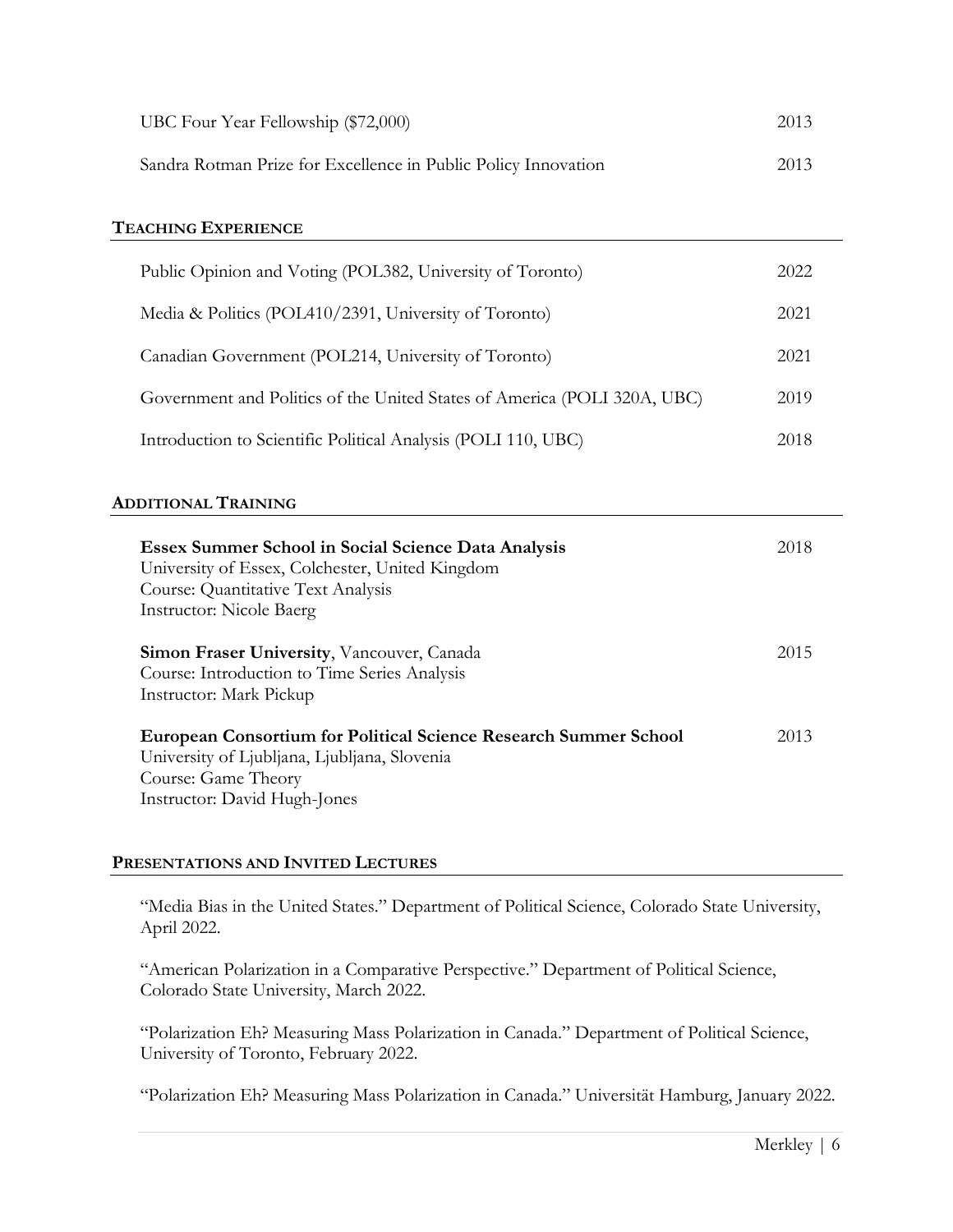UBC Four Year Fellowship ($72,000) 2013

Sandra Rotman Prize for Excellence in Public Policy Innovation 2013

## TEACHING EXPERIENCE

Public Opinion and Voting (POL382, University of Toronto) 2022

Media & Politics (POL410/2391, University of Toronto) 2021

Canadian Government (POL214, University of Toronto) 2021

Government and Politics of the United States of America (POLI 320A, UBC) 2019

Introduction to Scientific Political Analysis (POLI 110, UBC) 2018

## ADDITIONAL TRAINING

**Essex Summer School in Social Science Data Analysis** 2018
University of Essex, Colchester, United Kingdom
Course: Quantitative Text Analysis
Instructor: Nicole Baerg

**Simon Fraser University**, Vancouver, Canada 2015
Course: Introduction to Time Series Analysis
Instructor: Mark Pickup

**European Consortium for Political Science Research Summer School** 2013
University of Ljubljana, Ljubljana, Slovenia
Course: Game Theory
Instructor: David Hugh-Jones

## PRESENTATIONS AND INVITED LECTURES

"Media Bias in the United States." Department of Political Science, Colorado State University, April 2022.

"American Polarization in a Comparative Perspective." Department of Political Science, Colorado State University, March 2022.

"Polarization Eh? Measuring Mass Polarization in Canada." Department of Political Science, University of Toronto, February 2022.

"Polarization Eh? Measuring Mass Polarization in Canada." Universität Hamburg, January 2022.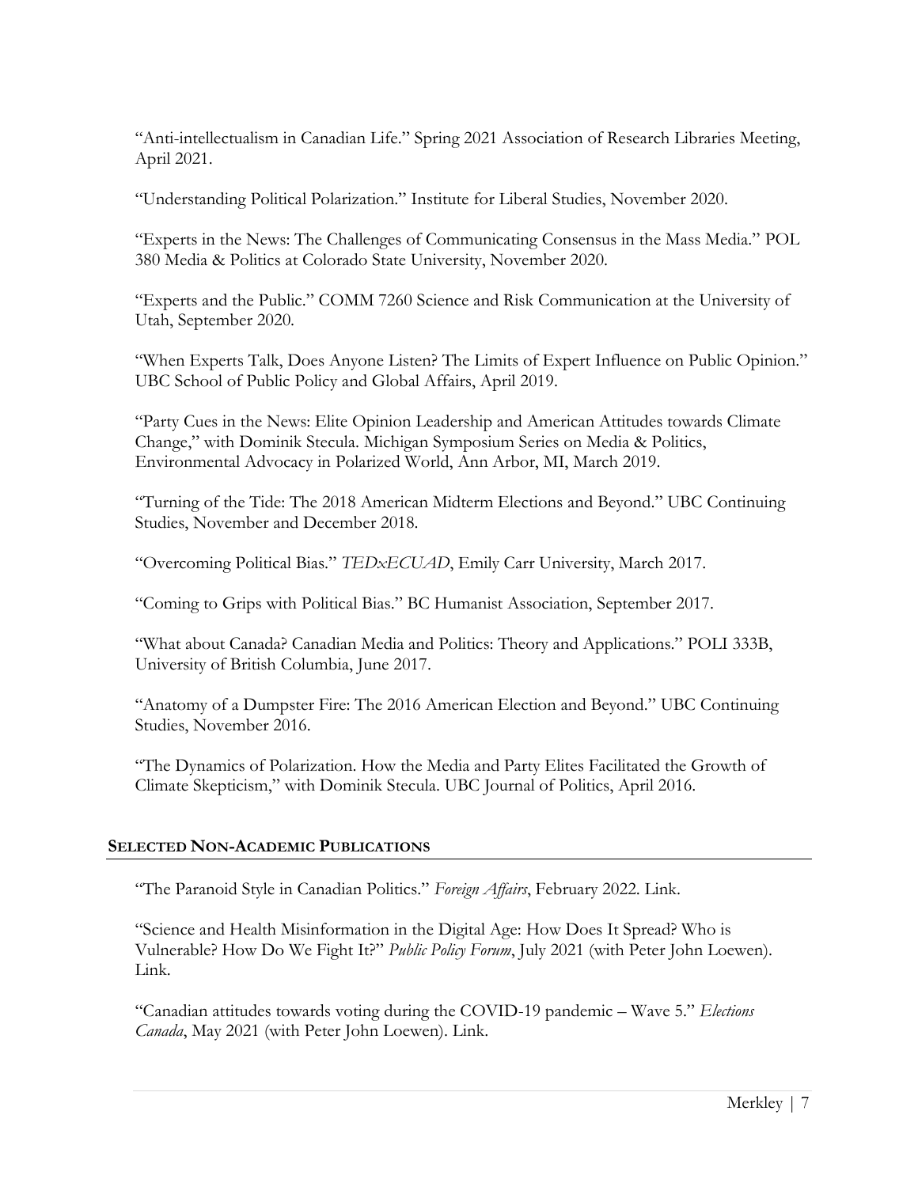"Anti-intellectualism in Canadian Life." Spring 2021 Association of Research Libraries Meeting, April 2021.

"Understanding Political Polarization." Institute for Liberal Studies, November 2020.

"Experts in the News: The Challenges of Communicating Consensus in the Mass Media." POL 380 Media & Politics at Colorado State University, November 2020.

"Experts and the Public." COMM 7260 Science and Risk Communication at the University of Utah, September 2020.

"When Experts Talk, Does Anyone Listen? The Limits of Expert Influence on Public Opinion." UBC School of Public Policy and Global Affairs, April 2019.

"Party Cues in the News: Elite Opinion Leadership and American Attitudes towards Climate Change," with Dominik Stecula. Michigan Symposium Series on Media & Politics, Environmental Advocacy in Polarized World, Ann Arbor, MI, March 2019.

"Turning of the Tide: The 2018 American Midterm Elections and Beyond." UBC Continuing Studies, November and December 2018.

"Overcoming Political Bias." *TEDxECUAD*, Emily Carr University, March 2017.

"Coming to Grips with Political Bias." BC Humanist Association, September 2017.

"What about Canada? Canadian Media and Politics: Theory and Applications." POLI 333B, University of British Columbia, June 2017.

"Anatomy of a Dumpster Fire: The 2016 American Election and Beyond." UBC Continuing Studies, November 2016.

"The Dynamics of Polarization. How the Media and Party Elites Facilitated the Growth of Climate Skepticism," with Dominik Stecula. UBC Journal of Politics, April 2016.

## SELECTED NON-ACADEMIC PUBLICATIONS

"The Paranoid Style in Canadian Politics." *Foreign Affairs*, February 2022. Link.

"Science and Health Misinformation in the Digital Age: How Does It Spread? Who is Vulnerable? How Do We Fight It?" *Public Policy Forum*, July 2021 (with Peter John Loewen). Link.

"Canadian attitudes towards voting during the COVID-19 pandemic – Wave 5." *Elections Canada*, May 2021 (with Peter John Loewen). Link.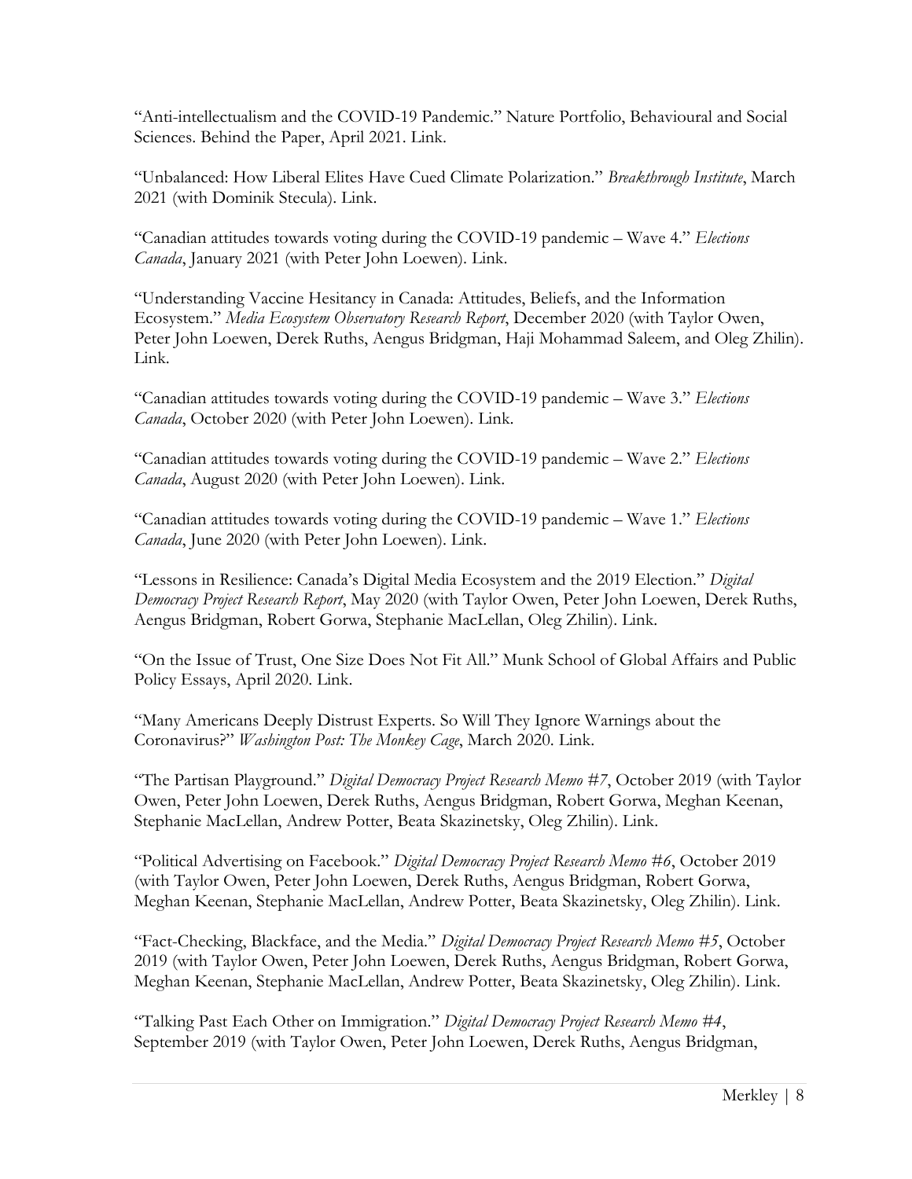"Anti-intellectualism and the COVID-19 Pandemic." Nature Portfolio, Behavioural and Social Sciences. Behind the Paper, April 2021. Link.

"Unbalanced: How Liberal Elites Have Cued Climate Polarization." *Breakthrough Institute*, March 2021 (with Dominik Stecula). Link.

"Canadian attitudes towards voting during the COVID-19 pandemic – Wave 4." *Elections Canada*, January 2021 (with Peter John Loewen). Link.

"Understanding Vaccine Hesitancy in Canada: Attitudes, Beliefs, and the Information Ecosystem." *Media Ecosystem Observatory Research Report*, December 2020 (with Taylor Owen, Peter John Loewen, Derek Ruths, Aengus Bridgman, Haji Mohammad Saleem, and Oleg Zhilin). Link.

"Canadian attitudes towards voting during the COVID-19 pandemic – Wave 3." *Elections Canada*, October 2020 (with Peter John Loewen). Link.

"Canadian attitudes towards voting during the COVID-19 pandemic – Wave 2." *Elections Canada*, August 2020 (with Peter John Loewen). Link.

"Canadian attitudes towards voting during the COVID-19 pandemic – Wave 1." *Elections Canada*, June 2020 (with Peter John Loewen). Link.

"Lessons in Resilience: Canada's Digital Media Ecosystem and the 2019 Election." *Digital Democracy Project Research Report*, May 2020 (with Taylor Owen, Peter John Loewen, Derek Ruths, Aengus Bridgman, Robert Gorwa, Stephanie MacLellan, Oleg Zhilin). Link.

"On the Issue of Trust, One Size Does Not Fit All." Munk School of Global Affairs and Public Policy Essays, April 2020. Link.

"Many Americans Deeply Distrust Experts. So Will They Ignore Warnings about the Coronavirus?" *Washington Post: The Monkey Cage*, March 2020. Link.

"The Partisan Playground." *Digital Democracy Project Research Memo #7*, October 2019 (with Taylor Owen, Peter John Loewen, Derek Ruths, Aengus Bridgman, Robert Gorwa, Meghan Keenan, Stephanie MacLellan, Andrew Potter, Beata Skazinetsky, Oleg Zhilin). Link.

"Political Advertising on Facebook." *Digital Democracy Project Research Memo #6*, October 2019 (with Taylor Owen, Peter John Loewen, Derek Ruths, Aengus Bridgman, Robert Gorwa, Meghan Keenan, Stephanie MacLellan, Andrew Potter, Beata Skazinetsky, Oleg Zhilin). Link.

"Fact-Checking, Blackface, and the Media." *Digital Democracy Project Research Memo #5*, October 2019 (with Taylor Owen, Peter John Loewen, Derek Ruths, Aengus Bridgman, Robert Gorwa, Meghan Keenan, Stephanie MacLellan, Andrew Potter, Beata Skazinetsky, Oleg Zhilin). Link.

"Talking Past Each Other on Immigration." *Digital Democracy Project Research Memo #4*, September 2019 (with Taylor Owen, Peter John Loewen, Derek Ruths, Aengus Bridgman,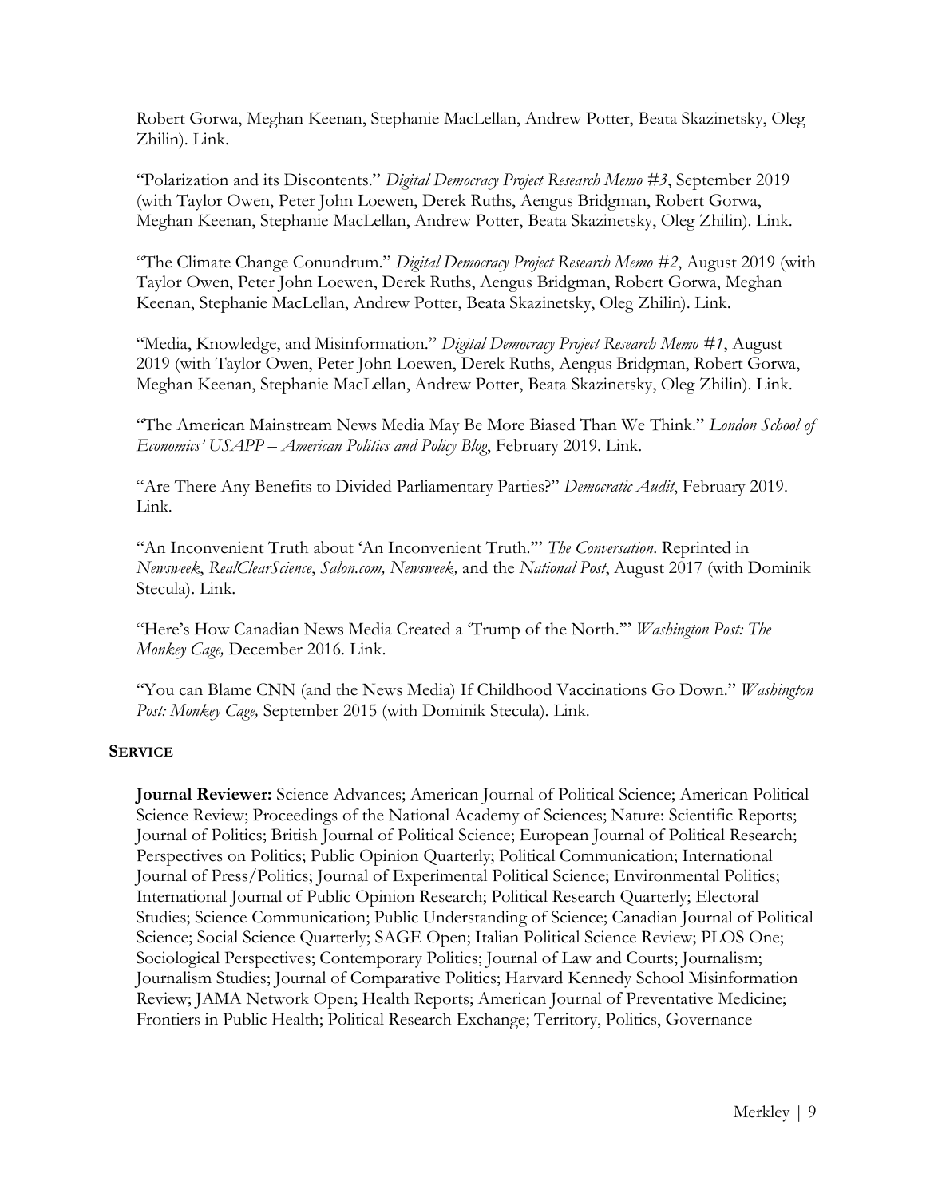Robert Gorwa, Meghan Keenan, Stephanie MacLellan, Andrew Potter, Beata Skazinetsky, Oleg Zhilin). Link.

"Polarization and its Discontents." *Digital Democracy Project Research Memo #3*, September 2019 (with Taylor Owen, Peter John Loewen, Derek Ruths, Aengus Bridgman, Robert Gorwa, Meghan Keenan, Stephanie MacLellan, Andrew Potter, Beata Skazinetsky, Oleg Zhilin). Link.

"The Climate Change Conundrum." *Digital Democracy Project Research Memo #2*, August 2019 (with Taylor Owen, Peter John Loewen, Derek Ruths, Aengus Bridgman, Robert Gorwa, Meghan Keenan, Stephanie MacLellan, Andrew Potter, Beata Skazinetsky, Oleg Zhilin). Link.

"Media, Knowledge, and Misinformation." *Digital Democracy Project Research Memo #1*, August 2019 (with Taylor Owen, Peter John Loewen, Derek Ruths, Aengus Bridgman, Robert Gorwa, Meghan Keenan, Stephanie MacLellan, Andrew Potter, Beata Skazinetsky, Oleg Zhilin). Link.

"The American Mainstream News Media May Be More Biased Than We Think." *London School of Economics' USAPP – American Politics and Policy Blog*, February 2019. Link.

"Are There Any Benefits to Divided Parliamentary Parties?" *Democratic Audit*, February 2019. Link.

"An Inconvenient Truth about 'An Inconvenient Truth.'" *The Conversation*. Reprinted in *Newsweek*, *RealClearScience*, *Salon.com, Newsweek,* and the *National Post*, August 2017 (with Dominik Stecula). Link.

"Here's How Canadian News Media Created a 'Trump of the North.'" *Washington Post: The Monkey Cage,* December 2016. Link.

"You can Blame CNN (and the News Media) If Childhood Vaccinations Go Down." *Washington Post: Monkey Cage,* September 2015 (with Dominik Stecula). Link.

## SERVICE

**Journal Reviewer:** Science Advances; American Journal of Political Science; American Political Science Review; Proceedings of the National Academy of Sciences; Nature: Scientific Reports; Journal of Politics; British Journal of Political Science; European Journal of Political Research; Perspectives on Politics; Public Opinion Quarterly; Political Communication; International Journal of Press/Politics; Journal of Experimental Political Science; Environmental Politics; International Journal of Public Opinion Research; Political Research Quarterly; Electoral Studies; Science Communication; Public Understanding of Science; Canadian Journal of Political Science; Social Science Quarterly; SAGE Open; Italian Political Science Review; PLOS One; Sociological Perspectives; Contemporary Politics; Journal of Law and Courts; Journalism; Journalism Studies; Journal of Comparative Politics; Harvard Kennedy School Misinformation Review; JAMA Network Open; Health Reports; American Journal of Preventative Medicine; Frontiers in Public Health; Political Research Exchange; Territory, Politics, Governance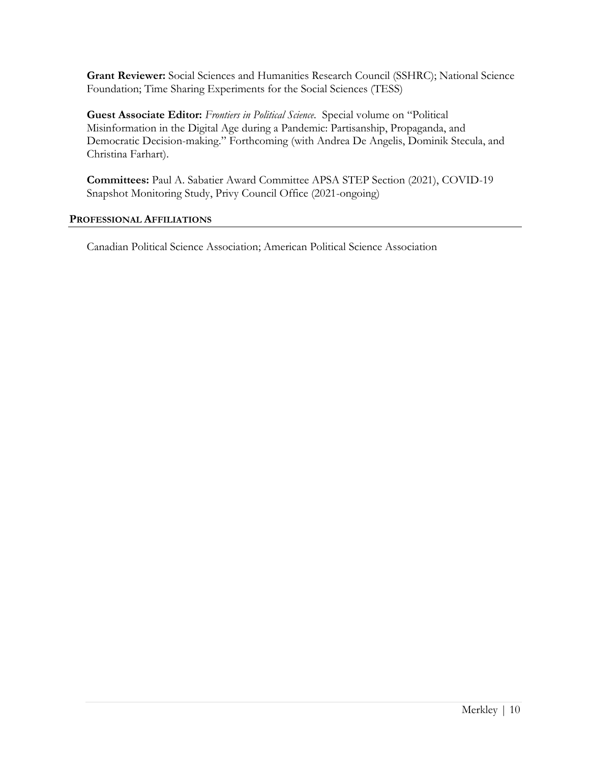**Grant Reviewer:** Social Sciences and Humanities Research Council (SSHRC); National Science Foundation; Time Sharing Experiments for the Social Sciences (TESS)

**Guest Associate Editor:** *Frontiers in Political Science*. Special volume on "Political Misinformation in the Digital Age during a Pandemic: Partisanship, Propaganda, and Democratic Decision-making." Forthcoming (with Andrea De Angelis, Dominik Stecula, and Christina Farhart).

**Committees:** Paul A. Sabatier Award Committee APSA STEP Section (2021), COVID-19 Snapshot Monitoring Study, Privy Council Office (2021-ongoing)

## PROFESSIONAL AFFILIATIONS

Canadian Political Science Association; American Political Science Association